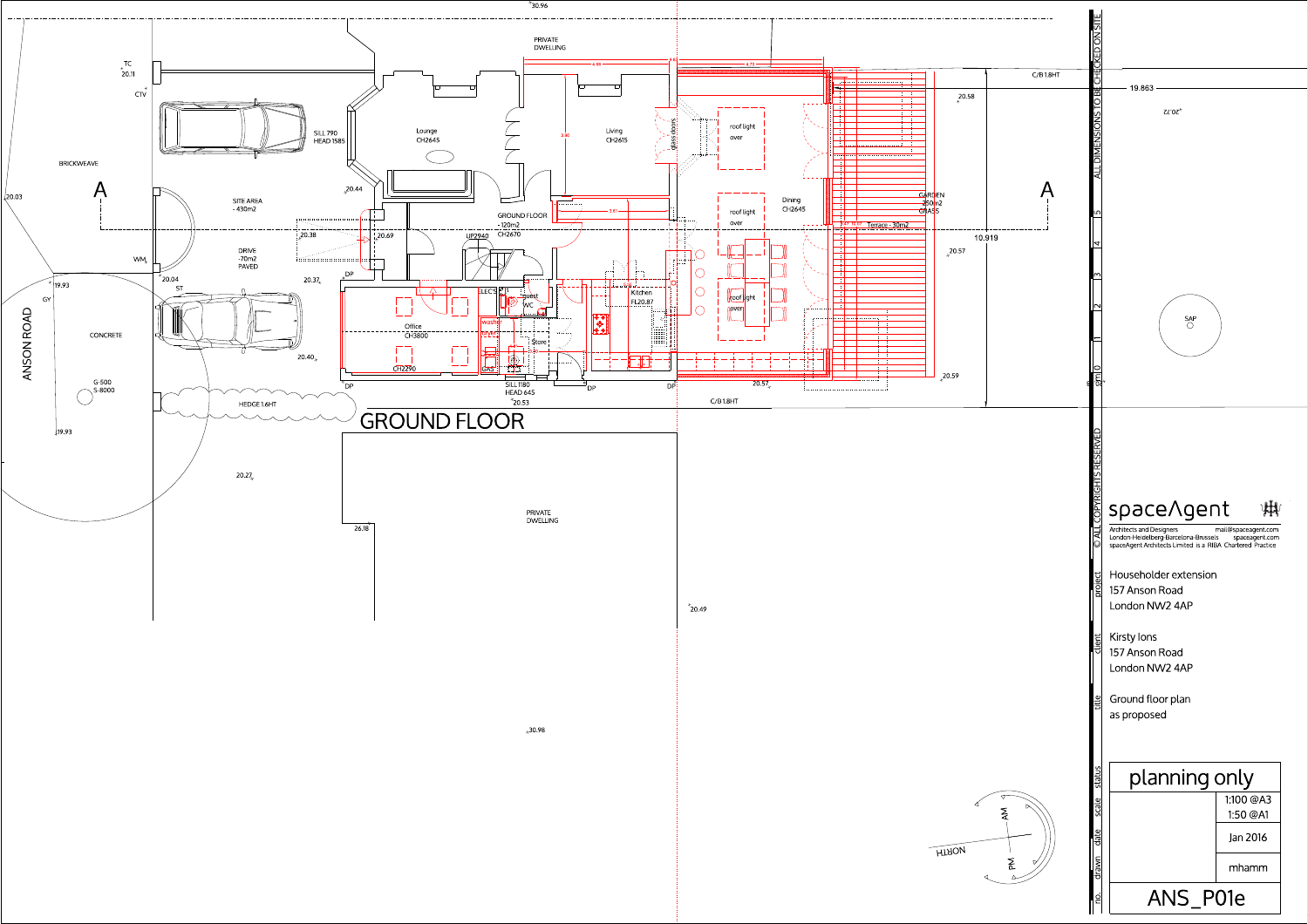# GROUND FLOOR

PRIVATE DWELLING

Lounge CH2645

Living CH2615

glass doors

roof light over

Dining CH2645

GARDEN 250m2 GRASS

Terrace - 30m2

GROUND FLOOR - 120m2 CH2670

UP2940

Kitchen FL20.87

Office CH3800

CH2290

ELECS

guest WC

washer

Store

GAS

SILL 1180 HEAD 645

SILL 790 HEAD 1585

SITE AREA - 430m2

DRIVE -70m2 PAVED

BRICKWEAVE

CONCRETE

HEDGE 1.6HT

ANSON ROAD

C/B 1.8HT

A

A

19.863

10.919

TC 20.11

CTV

WM

GY

ST

G-500 S-8000

DP

20.03, 19.93, 20.04, 20.38, 20.69, 20.44, 20.37, 20.40, 20.53, 20.57, 20.58, 20.59, 20.27, 26.18, 20.49, 30.96, 30.98, 20.72

SAP

NORTH

AM

PM

ALL DIMENSIONS TO BE CHECKED ON SITE

© ALL COPYRIGHTS RESERVED

spaceAgent

Architects and Designers mail@spaceagent.com
London-Heidelberg-Barcelona-Brussels spaceagent.com
spaceAgent Architects Limited is a RIBA Chartered Practice

| | |
|---|---|
| project | Householder extension<br>157 Anson Road<br>London NW2 4AP |
| client | Kirsty Ions<br>157 Anson Road<br>London NW2 4AP |
| title | Ground floor plan<br>as proposed |
| status | planning only |
| scale | 1:100 @A3<br>1:50 @A1 |
| date | Jan 2016 |
| drawn | mhamm |
| no. | ANS_P01e |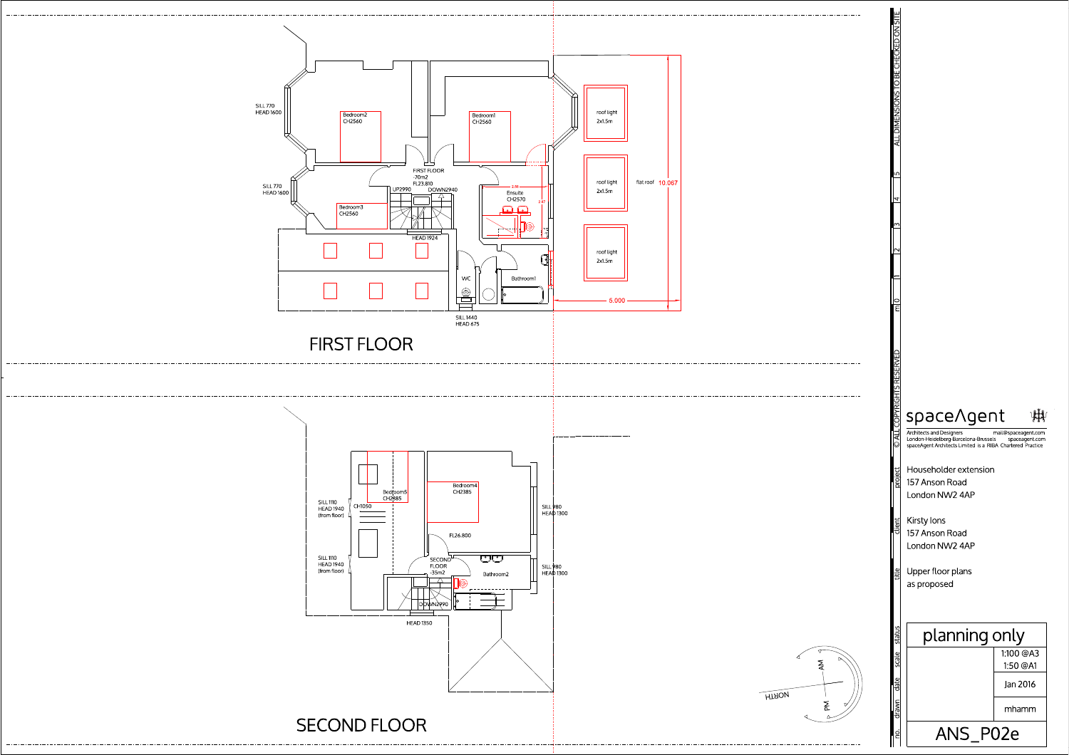## FIRST FLOOR

SILL 770
HEAD 1600

Bedroom2
CH2560

Bedroom1
CH2560

SILL 770
HEAD 1600

FIRST FLOOR
-70m2
FL23.810

UP2990

DOWN2940

Bedroom3
CH2560

HEAD 1924

Ensuite
CH2570

2.56

2.47

roof light
2x1.5m

roof light
2x1.5m

roof light
2x1.5m

flat roof 10.067

5.000

WC

Bathroom1

SILL 1440
HEAD 675

## SECOND FLOOR

SILL 1110
HEAD 1940
(from floor)

CH1050

Bedroom5
CH2385

Bedroom4
CH2385

SILL 980
HEAD 1300

FL26.800

SILL 1110
HEAD 1940
(from floor)

SECOND FLOOR
-35m2

Bathroom2

SILL 980
HEAD 1300

DOWN2990

HEAD 1350

NORTH

AM

PM

ALL DIMENSIONS TO BE CHECKED ON SITE

m 0 1 2 3 4 5

© ALL COPYRIGHTS RESERVED

**spaceAgent**

Architects and Designers — mail@spaceagent.com
London-Heidelberg-Barcelona-Brussels — spaceagent.com
spaceAgent Architects Limited is a RIBA Chartered Practice

project: Householder extension
157 Anson Road
London NW2 4AP

client: Kirsty Ions
157 Anson Road
London NW2 4AP

title: Upper floor plans
as proposed

status: planning only

scale: 1:100 @A3
1:50 @A1

date: Jan 2016

drawn: mhamm

no.: ANS_P02e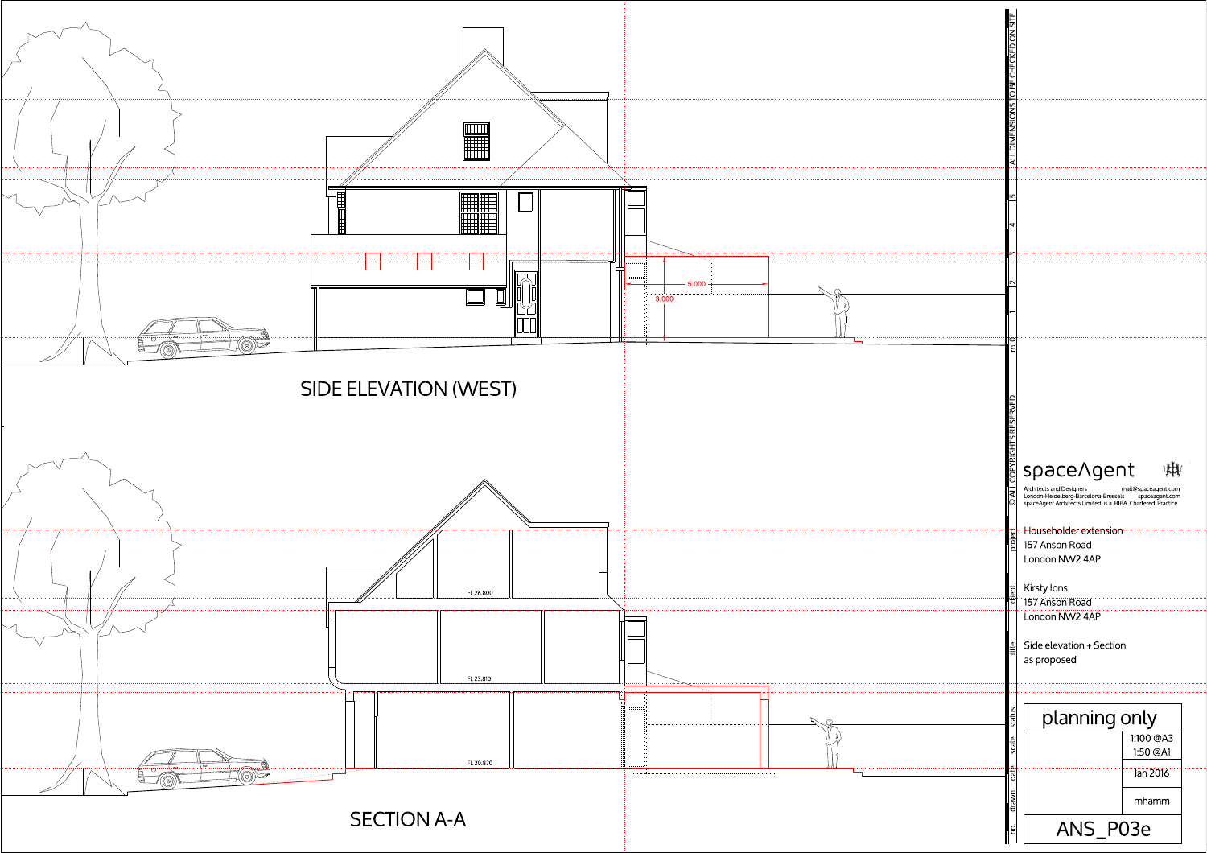5.000

3.000

## SIDE ELEVATION (WEST)

FL 26.800

FL 23.810

FL 20.870

## SECTION A-A

m 0 1 2 3 4 5

ALL DIMENSIONS TO BE CHECKED ON SITE

© ALL COPYRIGHTS RESERVED

spaceAgent

Architects and Designers
London-Heidelberg-Barcelona-Brussels
spaceAgent Architects Limited is a RIBA Chartered Practice

mail@spaceagent.com
spaceagent.com

| | |
|---|---|
| project | Householder extension<br>157 Anson Road<br>London NW2 4AP |
| client | Kirsty Ions<br>157 Anson Road<br>London NW2 4AP |
| title | Side elevation + Section<br>as proposed |
| status | planning only |
| scale | 1:100 @A3<br>1:50 @A1 |
| date | Jan 2016 |
| drawn | mhamm |
| no. | ANS_P03e |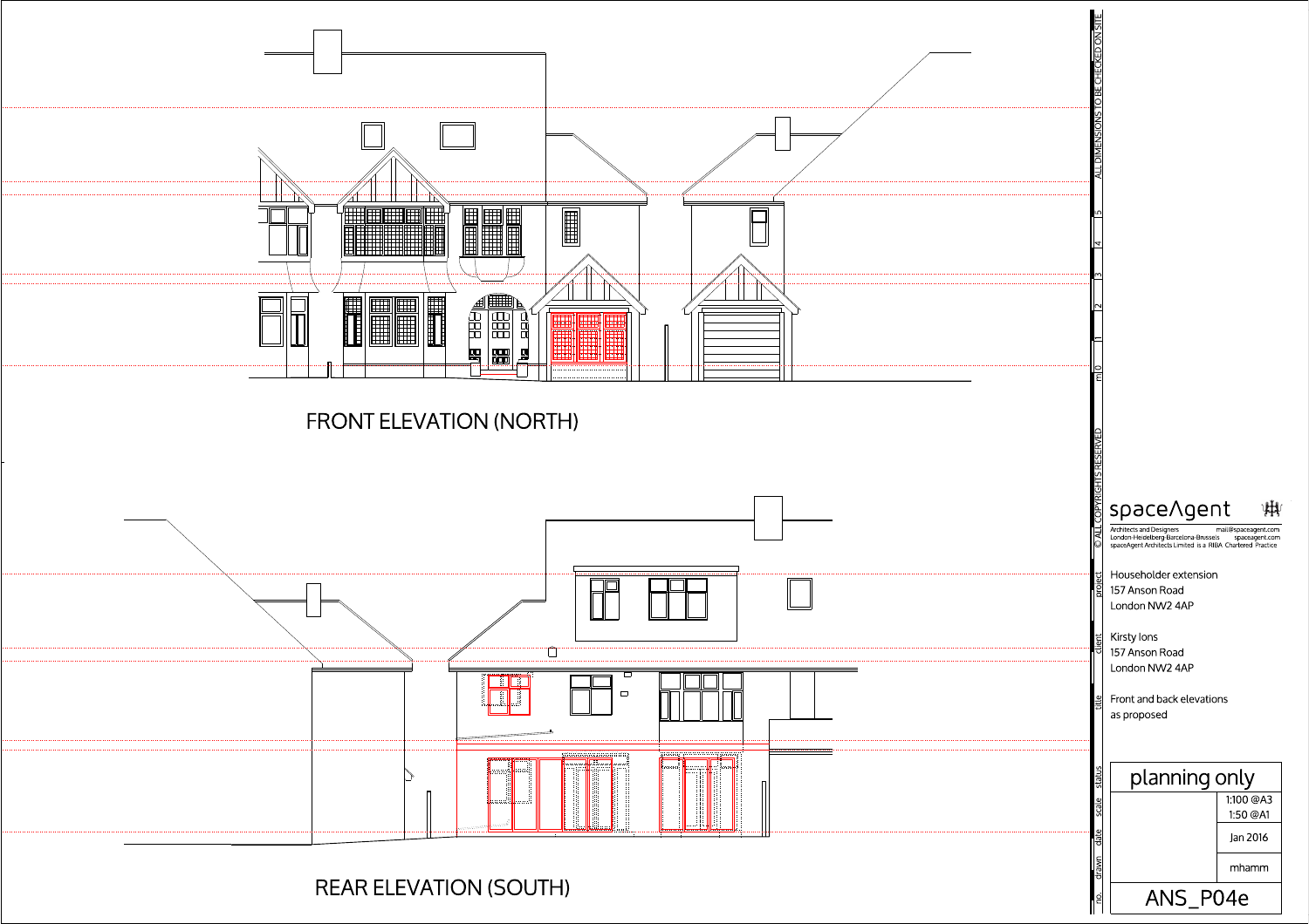FRONT ELEVATION (NORTH)

REAR ELEVATION (SOUTH)

ALL DIMENSIONS TO BE CHECKED ON SITE

m 0 1 2 3 4 5

© ALL COPYRIGHTS RESERVED

spaceAgent

Architects and Designers
London-Heidelberg-Barcelona-Brussels
spaceAgent Architects Limited is a RIBA Chartered Practice

mail@spaceagent.com
spaceagent.com

project: Householder extension
157 Anson Road
London NW2 4AP

client: Kirsty Ions
157 Anson Road
London NW2 4AP

title: Front and back elevations
as proposed

status: planning only

scale: 1:100 @A3
1:50 @A1

date: Jan 2016

drawn: mhamm

no.: ANS_P04e